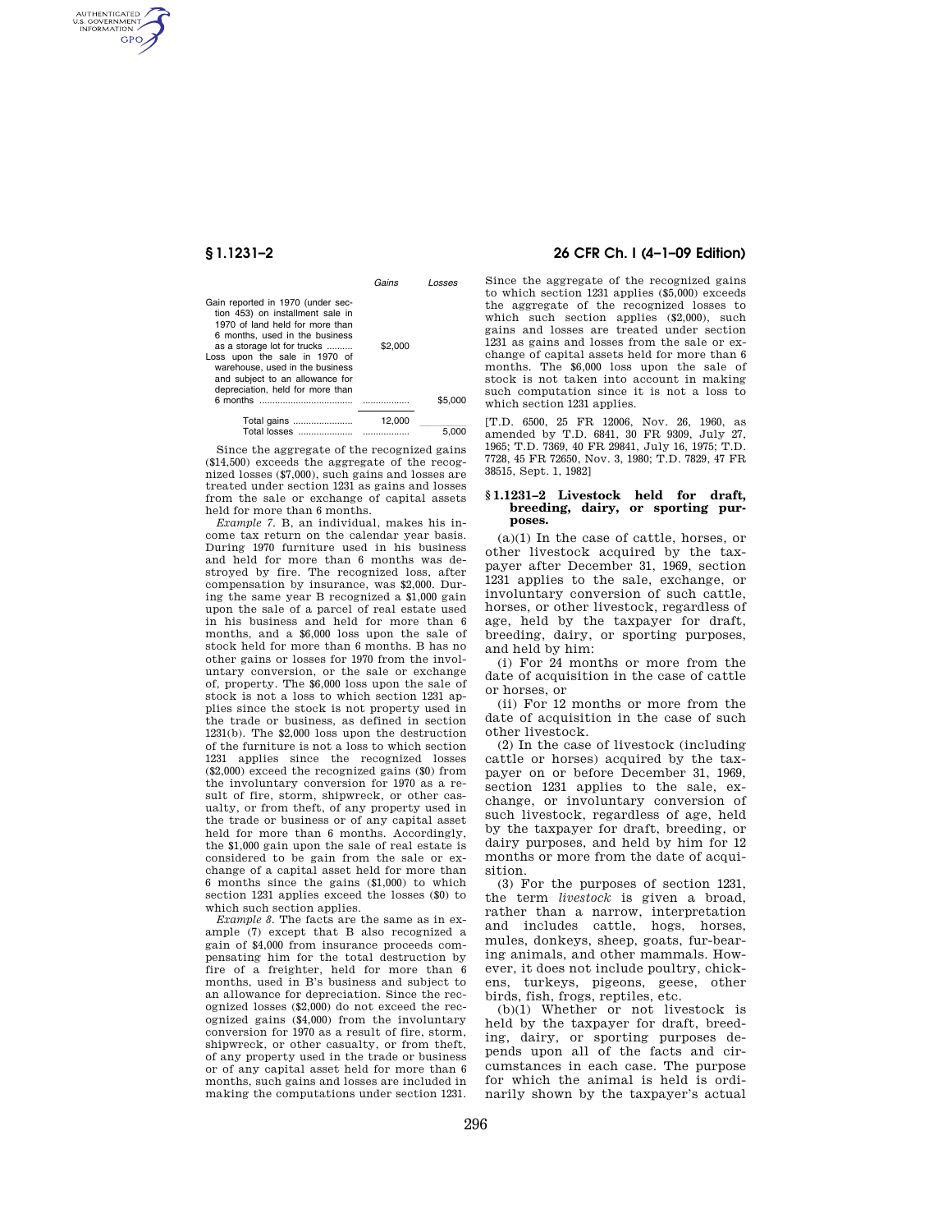| | Gains | Losses |
|---|---|---|
| Gain reported in 1970 (under section 453) on installment sale in 1970 of land held for more than 6 months, used in the business as a storage lot for trucks .......... | $2,000 | |
| Loss upon the sale in 1970 of warehouse, used in the business and subject to an allowance for depreciation, held for more than 6 months .................................... | .................. | $5,000 |
| Total gains ....................... | 12,000 | |
| Total losses ..................... | .................. | 5,000 |

Since the aggregate of the recognized gains ($14,500) exceeds the aggregate of the recognized losses ($7,000), such gains and losses are treated under section 1231 as gains and losses from the sale or exchange of capital assets held for more than 6 months.

*Example 7.* B, an individual, makes his income tax return on the calendar year basis. During 1970 furniture used in his business and held for more than 6 months was destroyed by fire. The recognized loss, after compensation by insurance, was $2,000. During the same year B recognized a $1,000 gain upon the sale of a parcel of real estate used in his business and held for more than 6 months, and a $6,000 loss upon the sale of stock held for more than 6 months. B has no other gains or losses for 1970 from the involuntary conversion, or the sale or exchange of, property. The $6,000 loss upon the sale of stock is not a loss to which section 1231 applies since the stock is not property used in the trade or business, as defined in section 1231(b). The $2,000 loss upon the destruction of the furniture is not a loss to which section 1231 applies since the recognized losses ($2,000) exceed the recognized gains ($0) from the involuntary conversion for 1970 as a result of fire, storm, shipwreck, or other casualty, or from theft, of any property used in the trade or business or of any capital asset held for more than 6 months. Accordingly, the $1,000 gain upon the sale of real estate is considered to be gain from the sale or exchange of a capital asset held for more than 6 months since the gains ($1,000) to which section 1231 applies exceed the losses ($0) to which such section applies.

*Example 8.* The facts are the same as in example (7) except that B also recognized a gain of $4,000 from insurance proceeds compensating him for the total destruction by fire of a freighter, held for more than 6 months, used in B's business and subject to an allowance for depreciation. Since the recognized losses ($2,000) do not exceed the recognized gains ($4,000) from the involuntary conversion for 1970 as a result of fire, storm, shipwreck, or other casualty, or from theft, of any property used in the trade or business or of any capital asset held for more than 6 months, such gains and losses are included in making the computations under section 1231. Since the aggregate of the recognized gains to which section 1231 applies ($5,000) exceeds the aggregate of the recognized losses to which such section applies ($2,000), such gains and losses are treated under section 1231 as gains and losses from the sale or exchange of capital assets held for more than 6 months. The $6,000 loss upon the sale of stock is not taken into account in making such computation since it is not a loss to which section 1231 applies.

[T.D. 6500, 25 FR 12006, Nov. 26, 1960, as amended by T.D. 6841, 30 FR 9309, July 27, 1965; T.D. 7369, 40 FR 29841, July 16, 1975; T.D. 7728, 45 FR 72650, Nov. 3, 1980; T.D. 7829, 47 FR 38515, Sept. 1, 1982]

## § 1.1231–2 Livestock held for draft, breeding, dairy, or sporting purposes.

(a)(1) In the case of cattle, horses, or other livestock acquired by the taxpayer after December 31, 1969, section 1231 applies to the sale, exchange, or involuntary conversion of such cattle, horses, or other livestock, regardless of age, held by the taxpayer for draft, breeding, dairy, or sporting purposes, and held by him:

(i) For 24 months or more from the date of acquisition in the case of cattle or horses, or

(ii) For 12 months or more from the date of acquisition in the case of such other livestock.

(2) In the case of livestock (including cattle or horses) acquired by the taxpayer on or before December 31, 1969, section 1231 applies to the sale, exchange, or involuntary conversion of such livestock, regardless of age, held by the taxpayer for draft, breeding, or dairy purposes, and held by him for 12 months or more from the date of acquisition.

(3) For the purposes of section 1231, the term *livestock* is given a broad, rather than a narrow, interpretation and includes cattle, hogs, horses, mules, donkeys, sheep, goats, fur-bearing animals, and other mammals. However, it does not include poultry, chickens, turkeys, pigeons, geese, other birds, fish, frogs, reptiles, etc.

(b)(1) Whether or not livestock is held by the taxpayer for draft, breeding, dairy, or sporting purposes depends upon all of the facts and circumstances in each case. The purpose for which the animal is held is ordinarily shown by the taxpayer's actual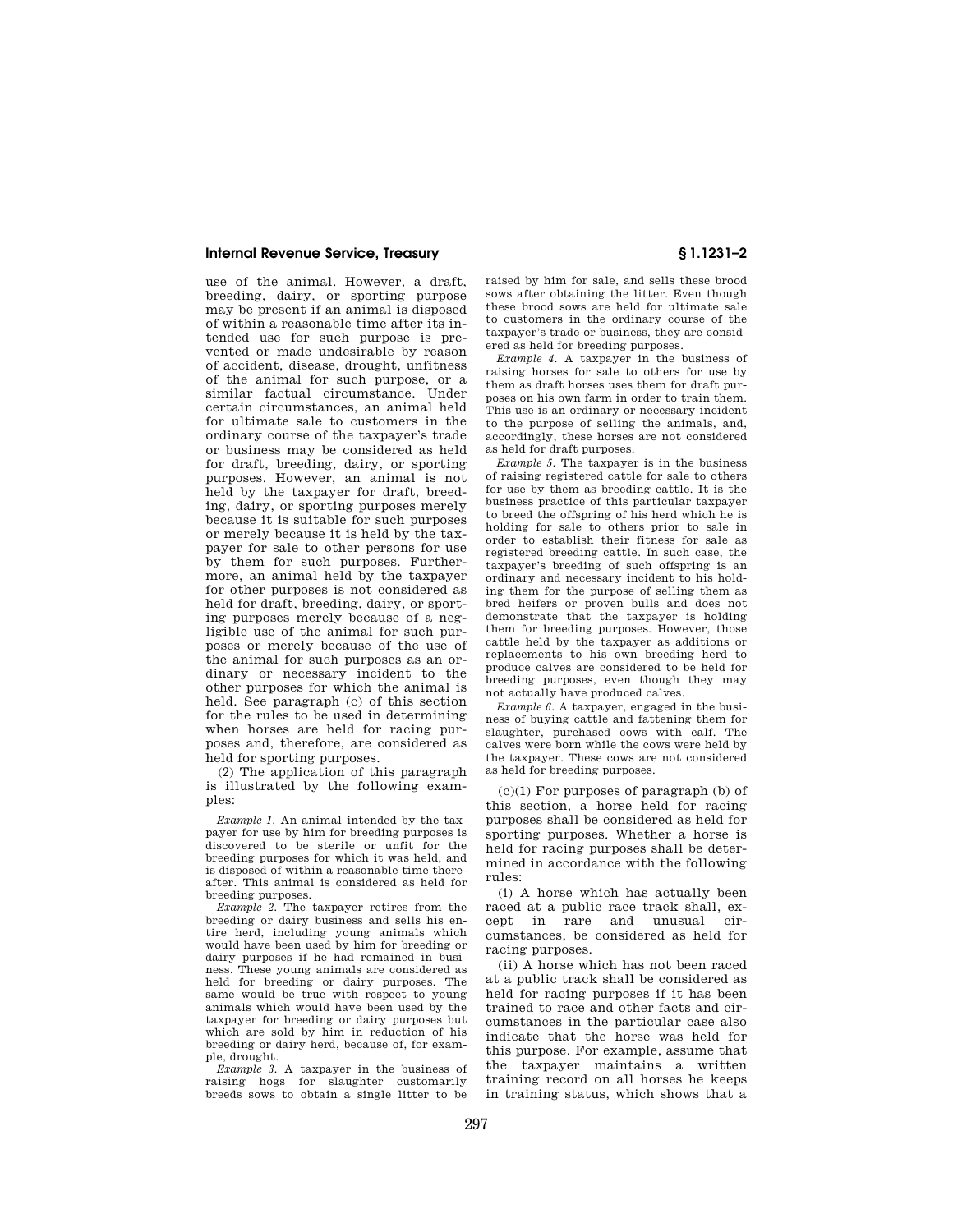use of the animal. However, a draft, breeding, dairy, or sporting purpose may be present if an animal is disposed of within a reasonable time after its intended use for such purpose is prevented or made undesirable by reason of accident, disease, drought, unfitness of the animal for such purpose, or a similar factual circumstance. Under certain circumstances, an animal held for ultimate sale to customers in the ordinary course of the taxpayer's trade or business may be considered as held for draft, breeding, dairy, or sporting purposes. However, an animal is not held by the taxpayer for draft, breeding, dairy, or sporting purposes merely because it is suitable for such purposes or merely because it is held by the taxpayer for sale to other persons for use by them for such purposes. Furthermore, an animal held by the taxpayer for other purposes is not considered as held for draft, breeding, dairy, or sporting purposes merely because of a negligible use of the animal for such purposes or merely because of the use of the animal for such purposes as an ordinary or necessary incident to the other purposes for which the animal is held. See paragraph (c) of this section for the rules to be used in determining when horses are held for racing purposes and, therefore, are considered as held for sporting purposes.

(2) The application of this paragraph is illustrated by the following examples:

*Example 1.* An animal intended by the taxpayer for use by him for breeding purposes is discovered to be sterile or unfit for the breeding purposes for which it was held, and is disposed of within a reasonable time thereafter. This animal is considered as held for breeding purposes.

*Example 2.* The taxpayer retires from the breeding or dairy business and sells his entire herd, including young animals which would have been used by him for breeding or dairy purposes if he had remained in business. These young animals are considered as held for breeding or dairy purposes. The same would be true with respect to young animals which would have been used by the taxpayer for breeding or dairy purposes but which are sold by him in reduction of his breeding or dairy herd, because of, for example, drought.

*Example 3.* A taxpayer in the business of raising hogs for slaughter customarily breeds sows to obtain a single litter to be raised by him for sale, and sells these brood sows after obtaining the litter. Even though these brood sows are held for ultimate sale to customers in the ordinary course of the taxpayer's trade or business, they are considered as held for breeding purposes.

*Example 4.* A taxpayer in the business of raising horses for sale to others for use by them as draft horses uses them for draft purposes on his own farm in order to train them. This use is an ordinary or necessary incident to the purpose of selling the animals, and, accordingly, these horses are not considered as held for draft purposes.

*Example 5.* The taxpayer is in the business of raising registered cattle for sale to others for use by them as breeding cattle. It is the business practice of this particular taxpayer to breed the offspring of his herd which he is holding for sale to others prior to sale in order to establish their fitness for sale as registered breeding cattle. In such case, the taxpayer's breeding of such offspring is an ordinary and necessary incident to his holding them for the purpose of selling them as bred heifers or proven bulls and does not demonstrate that the taxpayer is holding them for breeding purposes. However, those cattle held by the taxpayer as additions or replacements to his own breeding herd to produce calves are considered to be held for breeding purposes, even though they may not actually have produced calves.

*Example 6.* A taxpayer, engaged in the business of buying cattle and fattening them for slaughter, purchased cows with calf. The calves were born while the cows were held by the taxpayer. These cows are not considered as held for breeding purposes.

(c)(1) For purposes of paragraph (b) of this section, a horse held for racing purposes shall be considered as held for sporting purposes. Whether a horse is held for racing purposes shall be determined in accordance with the following rules:

(i) A horse which has actually been raced at a public race track shall, except in rare and unusual circumstances, be considered as held for racing purposes.

(ii) A horse which has not been raced at a public track shall be considered as held for racing purposes if it has been trained to race and other facts and circumstances in the particular case also indicate that the horse was held for this purpose. For example, assume that the taxpayer maintains a written training record on all horses he keeps in training status, which shows that a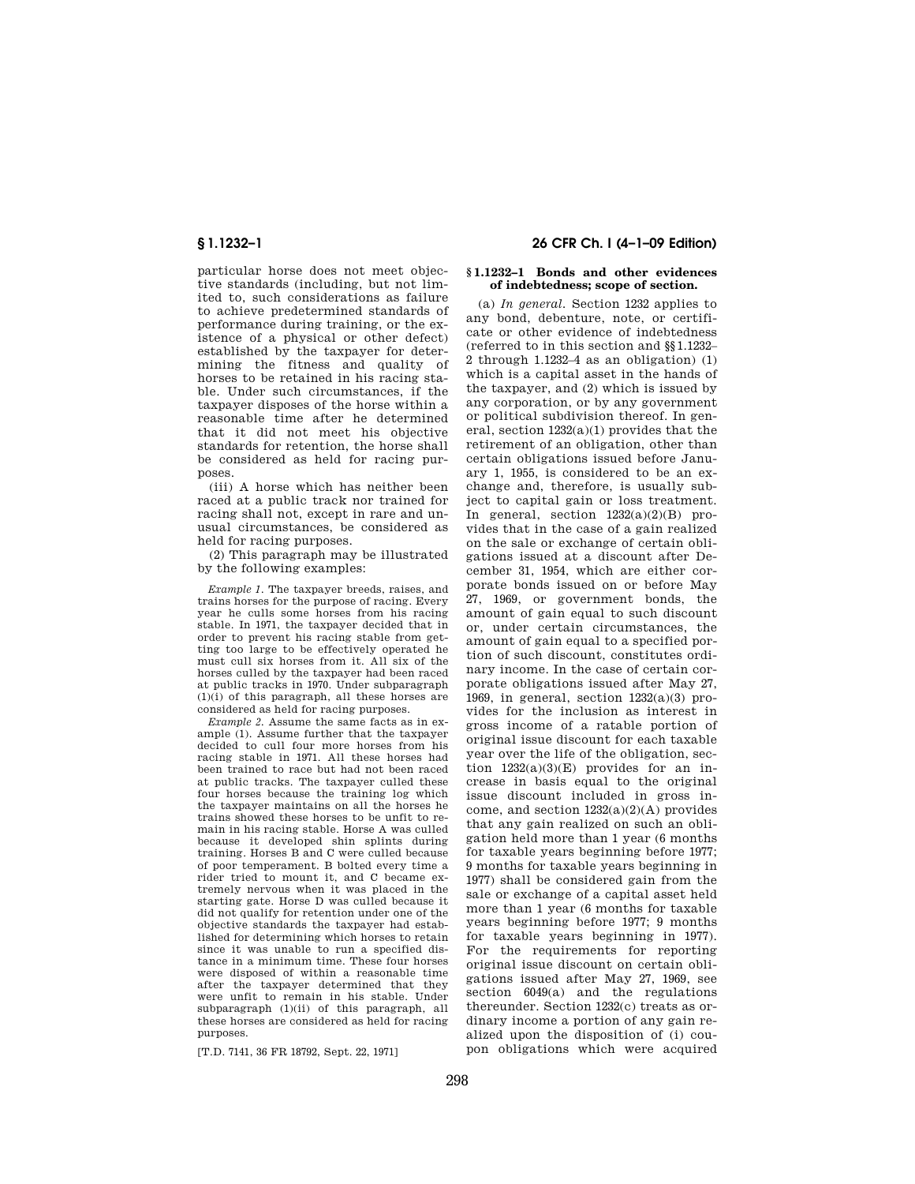particular horse does not meet objective standards (including, but not limited to, such considerations as failure to achieve predetermined standards of performance during training, or the existence of a physical or other defect) established by the taxpayer for determining the fitness and quality of horses to be retained in his racing stable. Under such circumstances, if the taxpayer disposes of the horse within a reasonable time after he determined that it did not meet his objective standards for retention, the horse shall be considered as held for racing purposes.

(iii) A horse which has neither been raced at a public track nor trained for racing shall not, except in rare and unusual circumstances, be considered as held for racing purposes.

(2) This paragraph may be illustrated by the following examples:

*Example 1.* The taxpayer breeds, raises, and trains horses for the purpose of racing. Every year he culls some horses from his racing stable. In 1971, the taxpayer decided that in order to prevent his racing stable from getting too large to be effectively operated he must cull six horses from it. All six of the horses culled by the taxpayer had been raced at public tracks in 1970. Under subparagraph (1)(i) of this paragraph, all these horses are considered as held for racing purposes.

*Example 2.* Assume the same facts as in example (1). Assume further that the taxpayer decided to cull four more horses from his racing stable in 1971. All these horses had been trained to race but had not been raced at public tracks. The taxpayer culled these four horses because the training log which the taxpayer maintains on all the horses he trains showed these horses to be unfit to remain in his racing stable. Horse A was culled because it developed shin splints during training. Horses B and C were culled because of poor temperament. B bolted every time a rider tried to mount it, and C became extremely nervous when it was placed in the starting gate. Horse D was culled because it did not qualify for retention under one of the objective standards the taxpayer had established for determining which horses to retain since it was unable to run a specified distance in a minimum time. These four horses were disposed of within a reasonable time after the taxpayer determined that they were unfit to remain in his stable. Under subparagraph (1)(ii) of this paragraph, all these horses are considered as held for racing purposes.

[T.D. 7141, 36 FR 18792, Sept. 22, 1971]

### § 1.1232–1 Bonds and other evidences of indebtedness; scope of section.

(a) *In general.* Section 1232 applies to any bond, debenture, note, or certificate or other evidence of indebtedness (referred to in this section and §§1.1232–2 through 1.1232–4 as an obligation) (1) which is a capital asset in the hands of the taxpayer, and (2) which is issued by any corporation, or by any government or political subdivision thereof. In general, section 1232(a)(1) provides that the retirement of an obligation, other than certain obligations issued before January 1, 1955, is considered to be an exchange and, therefore, is usually subject to capital gain or loss treatment. In general, section 1232(a)(2)(B) provides that in the case of a gain realized on the sale or exchange of certain obligations issued at a discount after December 31, 1954, which are either corporate bonds issued on or before May 27, 1969, or government bonds, the amount of gain equal to such discount or, under certain circumstances, the amount of gain equal to a specified portion of such discount, constitutes ordinary income. In the case of certain corporate obligations issued after May 27, 1969, in general, section 1232(a)(3) provides for the inclusion as interest in gross income of a ratable portion of original issue discount for each taxable year over the life of the obligation, section 1232(a)(3)(E) provides for an increase in basis equal to the original issue discount included in gross income, and section 1232(a)(2)(A) provides that any gain realized on such an obligation held more than 1 year (6 months for taxable years beginning before 1977; 9 months for taxable years beginning in 1977) shall be considered gain from the sale or exchange of a capital asset held more than 1 year (6 months for taxable years beginning before 1977; 9 months for taxable years beginning in 1977). For the requirements for reporting original issue discount on certain obligations issued after May 27, 1969, see section 6049(a) and the regulations thereunder. Section 1232(c) treats as ordinary income a portion of any gain realized upon the disposition of (i) coupon obligations which were acquired